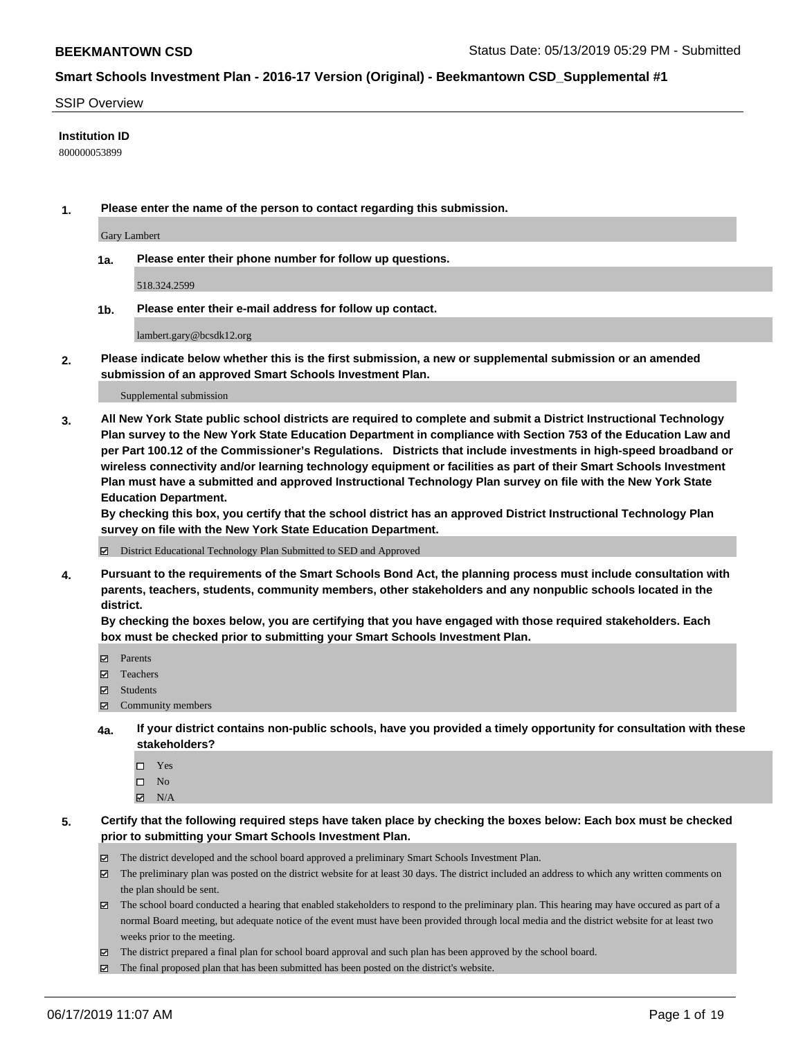**BEEKMANTOWN CSD** Status Date: 05/13/2019 05:29 PM - Submitted

## Smart Schools Investment Plan - 2016-17 Version (Original) - Beekmantown CSD_Supplemental #1

SSIP Overview

**Institution ID**

800000053899

**1. Please enter the name of the person to contact regarding this submission.**

Gary Lambert

**1a. Please enter their phone number for follow up questions.**

518.324.2599

**1b. Please enter their e-mail address for follow up contact.**

lambert.gary@bcsdk12.org

**2. Please indicate below whether this is the first submission, a new or supplemental submission or an amended submission of an approved Smart Schools Investment Plan.**

Supplemental submission

**3. All New York State public school districts are required to complete and submit a District Instructional Technology Plan survey to the New York State Education Department in compliance with Section 753 of the Education Law and per Part 100.12 of the Commissioner's Regulations. Districts that include investments in high-speed broadband or wireless connectivity and/or learning technology equipment or facilities as part of their Smart Schools Investment Plan must have a submitted and approved Instructional Technology Plan survey on file with the New York State Education Department.**
**By checking this box, you certify that the school district has an approved District Instructional Technology Plan survey on file with the New York State Education Department.**

☑ District Educational Technology Plan Submitted to SED and Approved

**4. Pursuant to the requirements of the Smart Schools Bond Act, the planning process must include consultation with parents, teachers, students, community members, other stakeholders and any nonpublic schools located in the district.**
**By checking the boxes below, you are certifying that you have engaged with those required stakeholders. Each box must be checked prior to submitting your Smart Schools Investment Plan.**

☑ Parents
☑ Teachers
☑ Students
☑ Community members

**4a. If your district contains non-public schools, have you provided a timely opportunity for consultation with these stakeholders?**

☐ Yes
☐ No
☑ N/A

**5. Certify that the following required steps have taken place by checking the boxes below: Each box must be checked prior to submitting your Smart Schools Investment Plan.**

☑ The district developed and the school board approved a preliminary Smart Schools Investment Plan.
☑ The preliminary plan was posted on the district website for at least 30 days. The district included an address to which any written comments on the plan should be sent.
☑ The school board conducted a hearing that enabled stakeholders to respond to the preliminary plan. This hearing may have occured as part of a normal Board meeting, but adequate notice of the event must have been provided through local media and the district website for at least two weeks prior to the meeting.
☑ The district prepared a final plan for school board approval and such plan has been approved by the school board.
☑ The final proposed plan that has been submitted has been posted on the district's website.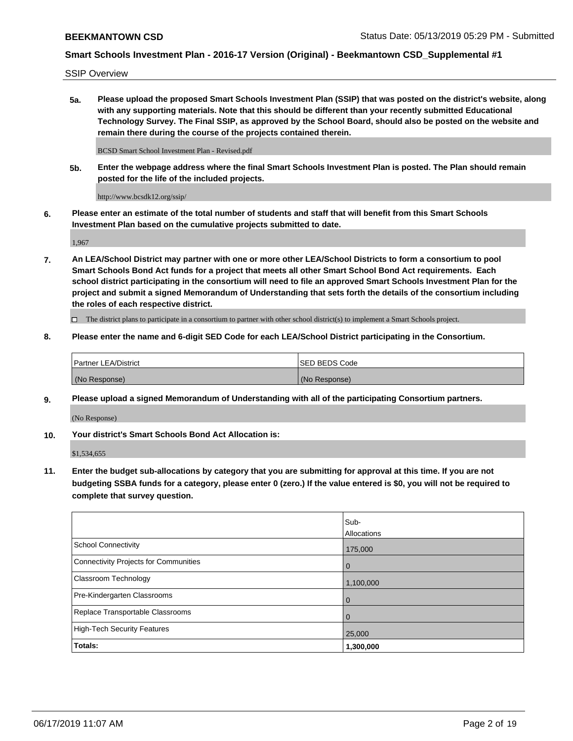SSIP Overview

**5a. Please upload the proposed Smart Schools Investment Plan (SSIP) that was posted on the district's website, along with any supporting materials. Note that this should be different than your recently submitted Educational Technology Survey. The Final SSIP, as approved by the School Board, should also be posted on the website and remain there during the course of the projects contained therein.**

BCSD Smart School Investment Plan - Revised.pdf

**5b. Enter the webpage address where the final Smart Schools Investment Plan is posted. The Plan should remain posted for the life of the included projects.**

http://www.bcsdk12.org/ssip/

**6. Please enter an estimate of the total number of students and staff that will benefit from this Smart Schools Investment Plan based on the cumulative projects submitted to date.**

1,967

**7. An LEA/School District may partner with one or more other LEA/School Districts to form a consortium to pool Smart Schools Bond Act funds for a project that meets all other Smart School Bond Act requirements. Each school district participating in the consortium will need to file an approved Smart Schools Investment Plan for the project and submit a signed Memorandum of Understanding that sets forth the details of the consortium including the roles of each respective district.**

☐ The district plans to participate in a consortium to partner with other school district(s) to implement a Smart Schools project.

**8. Please enter the name and 6-digit SED Code for each LEA/School District participating in the Consortium.**

| Partner LEA/District | SED BEDS Code |
|---|---|
| (No Response) | (No Response) |

**9. Please upload a signed Memorandum of Understanding with all of the participating Consortium partners.**

(No Response)

**10. Your district's Smart Schools Bond Act Allocation is:**

$1,534,655

**11. Enter the budget sub-allocations by category that you are submitting for approval at this time. If you are not budgeting SSBA funds for a category, please enter 0 (zero.) If the value entered is $0, you will not be required to complete that survey question.**

| | Sub-Allocations |
|---|---|
| School Connectivity | 175,000 |
| Connectivity Projects for Communities | 0 |
| Classroom Technology | 1,100,000 |
| Pre-Kindergarten Classrooms | 0 |
| Replace Transportable Classrooms | 0 |
| High-Tech Security Features | 25,000 |
| **Totals:** | **1,300,000** |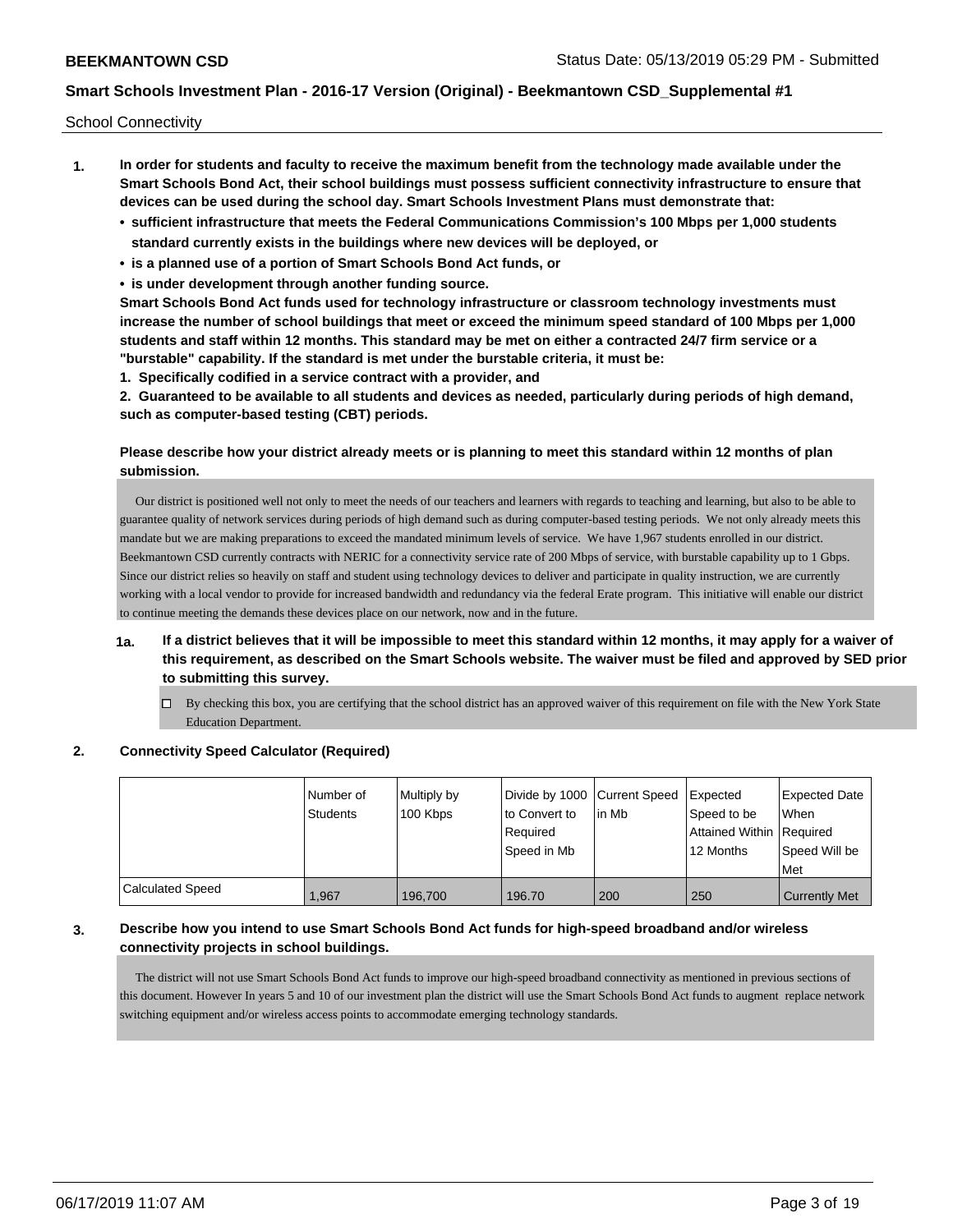School Connectivity

1. **In order for students and faculty to receive the maximum benefit from the technology made available under the Smart Schools Bond Act, their school buildings must possess sufficient connectivity infrastructure to ensure that devices can be used during the school day. Smart Schools Investment Plans must demonstrate that:**
   - **sufficient infrastructure that meets the Federal Communications Commission's 100 Mbps per 1,000 students standard currently exists in the buildings where new devices will be deployed, or**
   - **is a planned use of a portion of Smart Schools Bond Act funds, or**
   - **is under development through another funding source.**

   **Smart Schools Bond Act funds used for technology infrastructure or classroom technology investments must increase the number of school buildings that meet or exceed the minimum speed standard of 100 Mbps per 1,000 students and staff within 12 months. This standard may be met on either a contracted 24/7 firm service or a "burstable" capability. If the standard is met under the burstable criteria, it must be:**

   **1. Specifically codified in a service contract with a provider, and**

   **2. Guaranteed to be available to all students and devices as needed, particularly during periods of high demand, such as computer-based testing (CBT) periods.**

   **Please describe how your district already meets or is planning to meet this standard within 12 months of plan submission.**

   Our district is positioned well not only to meet the needs of our teachers and learners with regards to teaching and learning, but also to be able to guarantee quality of network services during periods of high demand such as during computer-based testing periods. We not only already meets this mandate but we are making preparations to exceed the mandated minimum levels of service. We have 1,967 students enrolled in our district. Beekmantown CSD currently contracts with NERIC for a connectivity service rate of 200 Mbps of service, with burstable capability up to 1 Gbps. Since our district relies so heavily on staff and student using technology devices to deliver and participate in quality instruction, we are currently working with a local vendor to provide for increased bandwidth and redundancy via the federal Erate program. This initiative will enable our district to continue meeting the demands these devices place on our network, now and in the future.

   **1a. If a district believes that it will be impossible to meet this standard within 12 months, it may apply for a waiver of this requirement, as described on the Smart Schools website. The waiver must be filed and approved by SED prior to submitting this survey.**

   ☐ By checking this box, you are certifying that the school district has an approved waiver of this requirement on file with the New York State Education Department.

2. **Connectivity Speed Calculator (Required)**

| | Number of Students | Multiply by 100 Kbps | Divide by 1000 to Convert to Required Speed in Mb | Current Speed in Mb | Expected Speed to be Attained Within 12 Months | Expected Date When Required Speed Will be Met |
|---|---|---|---|---|---|---|
| Calculated Speed | 1,967 | 196,700 | 196.70 | 200 | 250 | Currently Met |

3. **Describe how you intend to use Smart Schools Bond Act funds for high-speed broadband and/or wireless connectivity projects in school buildings.**

   The district will not use Smart Schools Bond Act funds to improve our high-speed broadband connectivity as mentioned in previous sections of this document. However In years 5 and 10 of our investment plan the district will use the Smart Schools Bond Act funds to augment replace network switching equipment and/or wireless access points to accommodate emerging technology standards.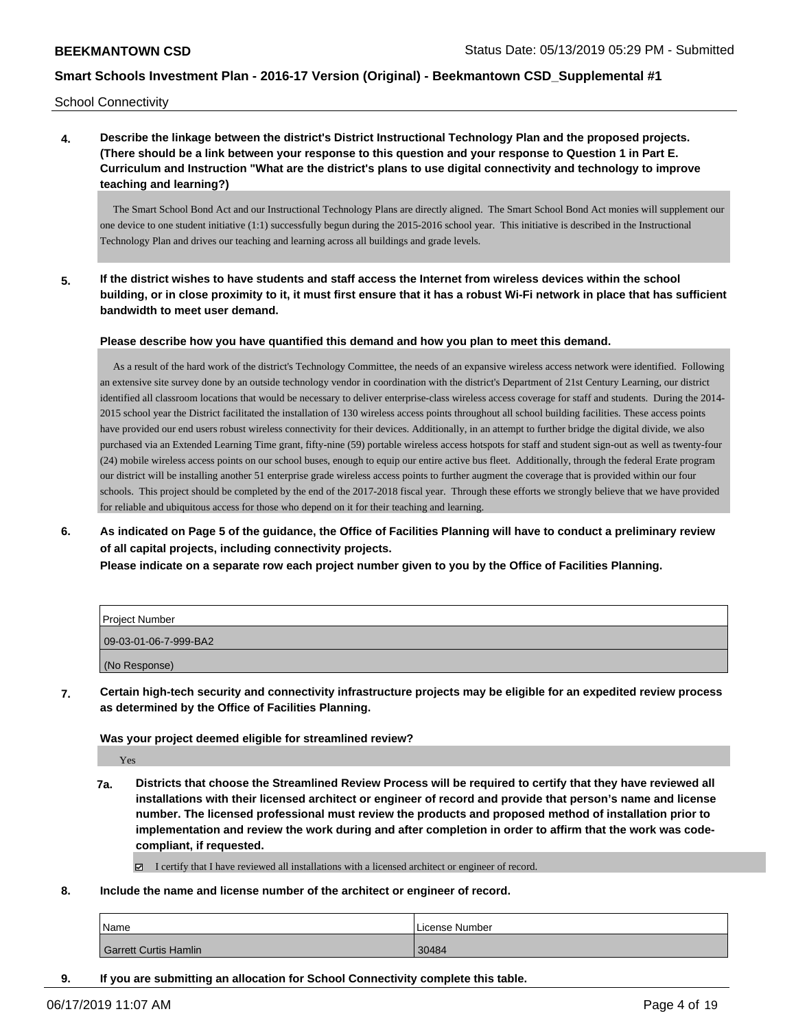School Connectivity

**4. Describe the linkage between the district's District Instructional Technology Plan and the proposed projects. (There should be a link between your response to this question and your response to Question 1 in Part E. Curriculum and Instruction "What are the district's plans to use digital connectivity and technology to improve teaching and learning?)**

The Smart School Bond Act and our Instructional Technology Plans are directly aligned. The Smart School Bond Act monies will supplement our one device to one student initiative (1:1) successfully begun during the 2015-2016 school year. This initiative is described in the Instructional Technology Plan and drives our teaching and learning across all buildings and grade levels.

**5. If the district wishes to have students and staff access the Internet from wireless devices within the school building, or in close proximity to it, it must first ensure that it has a robust Wi-Fi network in place that has sufficient bandwidth to meet user demand.**

**Please describe how you have quantified this demand and how you plan to meet this demand.**

As a result of the hard work of the district's Technology Committee, the needs of an expansive wireless access network were identified. Following an extensive site survey done by an outside technology vendor in coordination with the district's Department of 21st Century Learning, our district identified all classroom locations that would be necessary to deliver enterprise-class wireless access coverage for staff and students. During the 2014-2015 school year the District facilitated the installation of 130 wireless access points throughout all school building facilities. These access points have provided our end users robust wireless connectivity for their devices. Additionally, in an attempt to further bridge the digital divide, we also purchased via an Extended Learning Time grant, fifty-nine (59) portable wireless access hotspots for staff and student sign-out as well as twenty-four (24) mobile wireless access points on our school buses, enough to equip our entire active bus fleet. Additionally, through the federal Erate program our district will be installing another 51 enterprise grade wireless access points to further augment the coverage that is provided within our four schools. This project should be completed by the end of the 2017-2018 fiscal year. Through these efforts we strongly believe that we have provided for reliable and ubiquitous access for those who depend on it for their teaching and learning.

**6. As indicated on Page 5 of the guidance, the Office of Facilities Planning will have to conduct a preliminary review of all capital projects, including connectivity projects.**
**Please indicate on a separate row each project number given to you by the Office of Facilities Planning.**

| Project Number |
| --- |
| 09-03-01-06-7-999-BA2 |
| (No Response) |

**7. Certain high-tech security and connectivity infrastructure projects may be eligible for an expedited review process as determined by the Office of Facilities Planning.**

**Was your project deemed eligible for streamlined review?**

Yes

**7a. Districts that choose the Streamlined Review Process will be required to certify that they have reviewed all installations with their licensed architect or engineer of record and provide that person's name and license number. The licensed professional must review the products and proposed method of installation prior to implementation and review the work during and after completion in order to affirm that the work was code-compliant, if requested.**

☑ I certify that I have reviewed all installations with a licensed architect or engineer of record.

**8. Include the name and license number of the architect or engineer of record.**

| Name | License Number |
| --- | --- |
| Garrett Curtis Hamlin | 30484 |

**9. If you are submitting an allocation for School Connectivity complete this table.**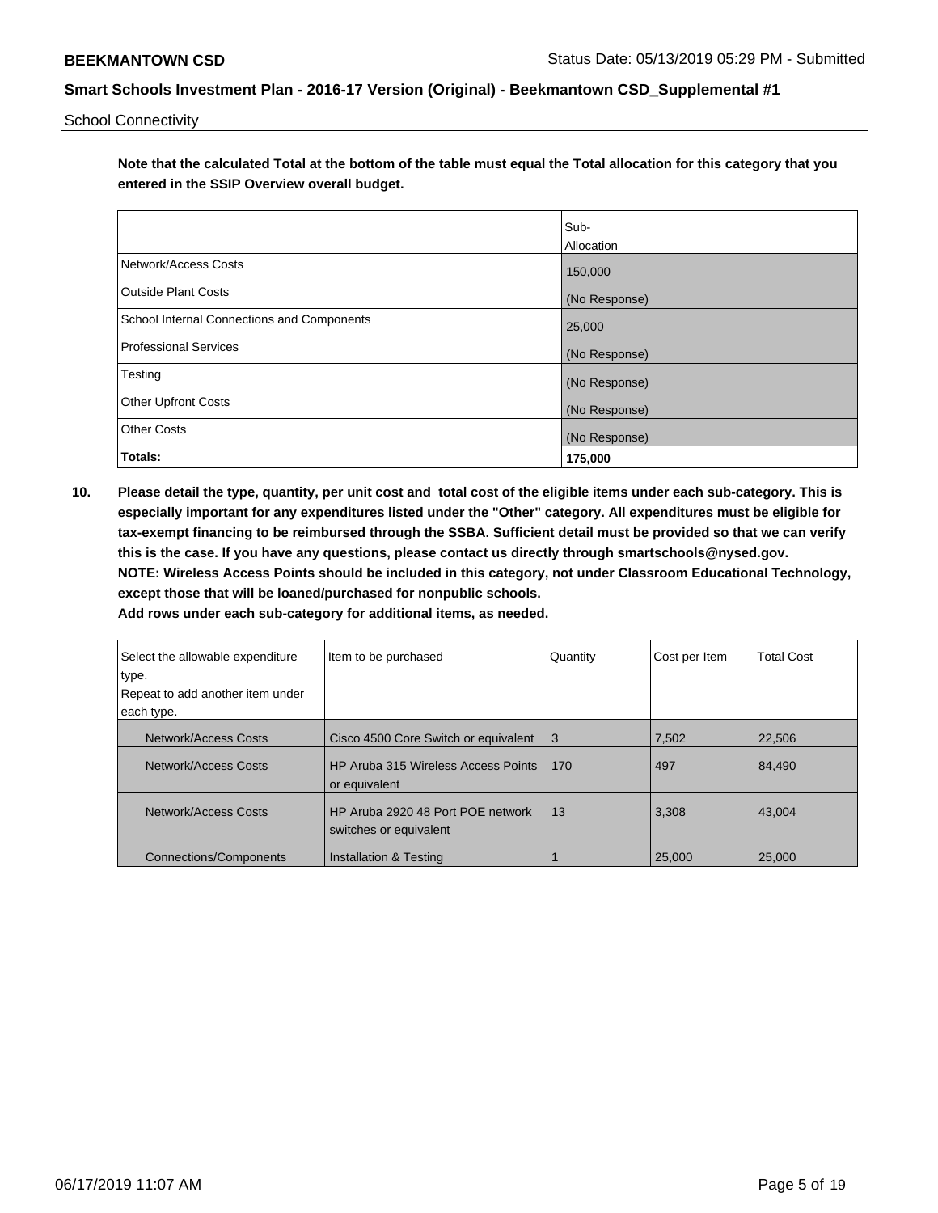School Connectivity

**Note that the calculated Total at the bottom of the table must equal the Total allocation for this category that you entered in the SSIP Overview overall budget.**

| | Sub-Allocation |
|---|---|
| Network/Access Costs | 150,000 |
| Outside Plant Costs | (No Response) |
| School Internal Connections and Components | 25,000 |
| Professional Services | (No Response) |
| Testing | (No Response) |
| Other Upfront Costs | (No Response) |
| Other Costs | (No Response) |
| **Totals:** | **175,000** |

**10. Please detail the type, quantity, per unit cost and total cost of the eligible items under each sub-category. This is especially important for any expenditures listed under the "Other" category. All expenditures must be eligible for tax-exempt financing to be reimbursed through the SSBA. Sufficient detail must be provided so that we can verify this is the case. If you have any questions, please contact us directly through smartschools@nysed.gov.**
**NOTE: Wireless Access Points should be included in this category, not under Classroom Educational Technology, except those that will be loaned/purchased for nonpublic schools.**
**Add rows under each sub-category for additional items, as needed.**

| Select the allowable expenditure type. Repeat to add another item under each type. | Item to be purchased | Quantity | Cost per Item | Total Cost |
|---|---|---|---|---|
| Network/Access Costs | Cisco 4500 Core Switch or equivalent | 3 | 7,502 | 22,506 |
| Network/Access Costs | HP Aruba 315 Wireless Access Points or equivalent | 170 | 497 | 84,490 |
| Network/Access Costs | HP Aruba 2920 48 Port POE network switches or equivalent | 13 | 3,308 | 43,004 |
| Connections/Components | Installation & Testing | 1 | 25,000 | 25,000 |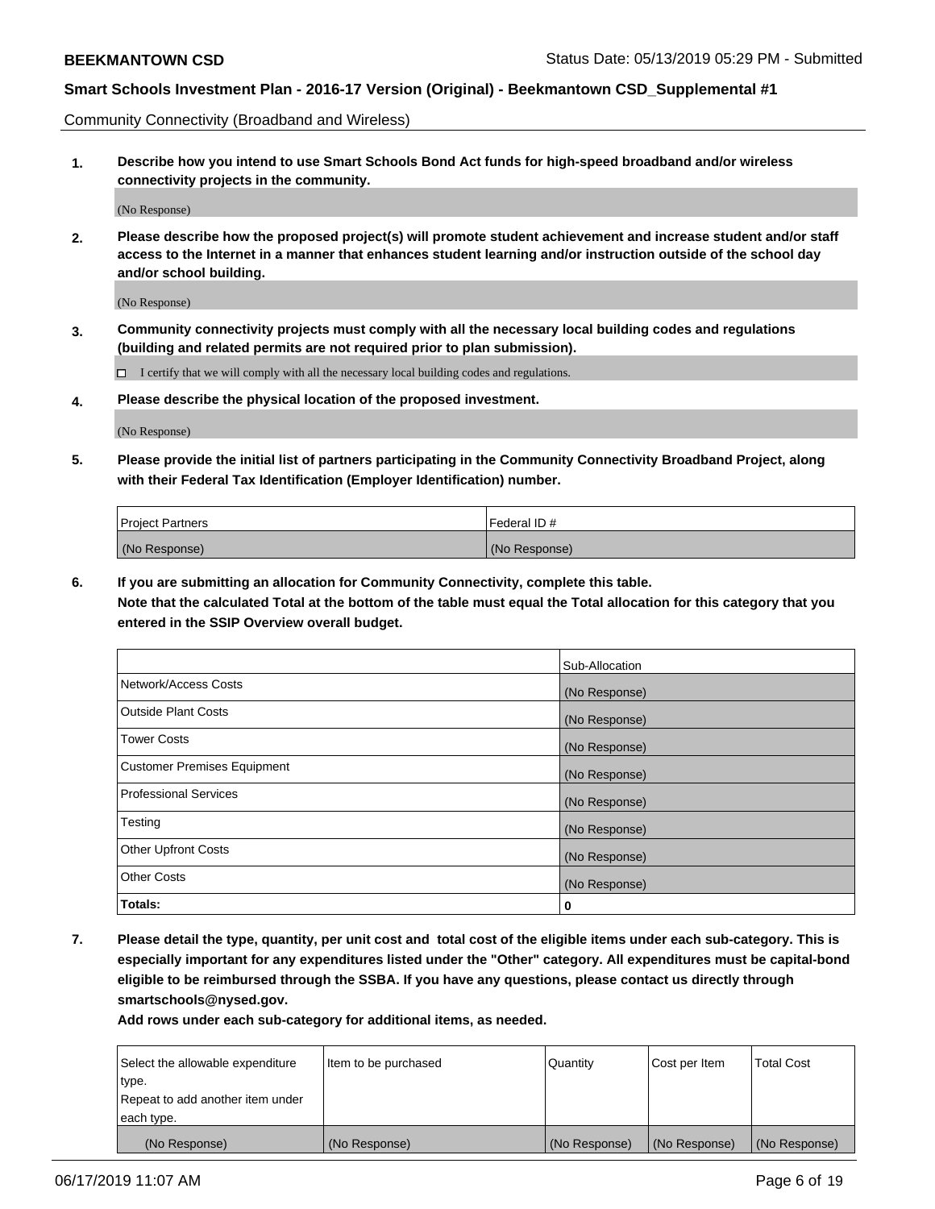Community Connectivity (Broadband and Wireless)

**1. Describe how you intend to use Smart Schools Bond Act funds for high-speed broadband and/or wireless connectivity projects in the community.**

(No Response)

**2. Please describe how the proposed project(s) will promote student achievement and increase student and/or staff access to the Internet in a manner that enhances student learning and/or instruction outside of the school day and/or school building.**

(No Response)

**3. Community connectivity projects must comply with all the necessary local building codes and regulations (building and related permits are not required prior to plan submission).**

☐ I certify that we will comply with all the necessary local building codes and regulations.

**4. Please describe the physical location of the proposed investment.**

(No Response)

**5. Please provide the initial list of partners participating in the Community Connectivity Broadband Project, along with their Federal Tax Identification (Employer Identification) number.**

| Project Partners | Federal ID # |
|---|---|
| (No Response) | (No Response) |

**6. If you are submitting an allocation for Community Connectivity, complete this table.**
**Note that the calculated Total at the bottom of the table must equal the Total allocation for this category that you entered in the SSIP Overview overall budget.**

| | Sub-Allocation |
|---|---|
| Network/Access Costs | (No Response) |
| Outside Plant Costs | (No Response) |
| Tower Costs | (No Response) |
| Customer Premises Equipment | (No Response) |
| Professional Services | (No Response) |
| Testing | (No Response) |
| Other Upfront Costs | (No Response) |
| Other Costs | (No Response) |
| **Totals:** | **0** |

**7. Please detail the type, quantity, per unit cost and total cost of the eligible items under each sub-category. This is especially important for any expenditures listed under the "Other" category. All expenditures must be capital-bond eligible to be reimbursed through the SSBA. If you have any questions, please contact us directly through smartschools@nysed.gov.**
**Add rows under each sub-category for additional items, as needed.**

| Select the allowable expenditure type. Repeat to add another item under each type. | Item to be purchased | Quantity | Cost per Item | Total Cost |
|---|---|---|---|---|
| (No Response) | (No Response) | (No Response) | (No Response) | (No Response) |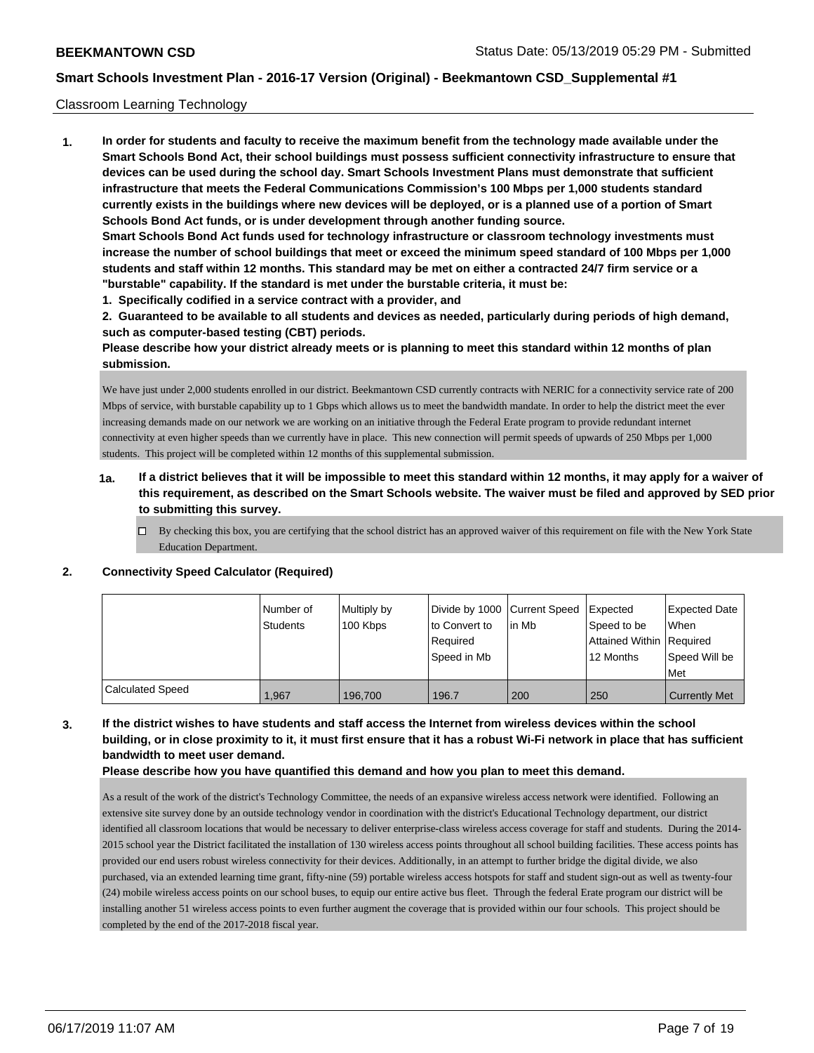Classroom Learning Technology

**1. In order for students and faculty to receive the maximum benefit from the technology made available under the Smart Schools Bond Act, their school buildings must possess sufficient connectivity infrastructure to ensure that devices can be used during the school day. Smart Schools Investment Plans must demonstrate that sufficient infrastructure that meets the Federal Communications Commission's 100 Mbps per 1,000 students standard currently exists in the buildings where new devices will be deployed, or is a planned use of a portion of Smart Schools Bond Act funds, or is under development through another funding source.**

**Smart Schools Bond Act funds used for technology infrastructure or classroom technology investments must increase the number of school buildings that meet or exceed the minimum speed standard of 100 Mbps per 1,000 students and staff within 12 months. This standard may be met on either a contracted 24/7 firm service or a "burstable" capability. If the standard is met under the burstable criteria, it must be:**

**1. Specifically codified in a service contract with a provider, and**

**2. Guaranteed to be available to all students and devices as needed, particularly during periods of high demand, such as computer-based testing (CBT) periods.**

**Please describe how your district already meets or is planning to meet this standard within 12 months of plan submission.**

We have just under 2,000 students enrolled in our district. Beekmantown CSD currently contracts with NERIC for a connectivity service rate of 200 Mbps of service, with burstable capability up to 1 Gbps which allows us to meet the bandwidth mandate. In order to help the district meet the ever increasing demands made on our network we are working on an initiative through the Federal Erate program to provide redundant internet connectivity at even higher speeds than we currently have in place. This new connection will permit speeds of upwards of 250 Mbps per 1,000 students. This project will be completed within 12 months of this supplemental submission.

**1a. If a district believes that it will be impossible to meet this standard within 12 months, it may apply for a waiver of this requirement, as described on the Smart Schools website. The waiver must be filed and approved by SED prior to submitting this survey.**

☐ By checking this box, you are certifying that the school district has an approved waiver of this requirement on file with the New York State Education Department.

**2. Connectivity Speed Calculator (Required)**

| | Number of Students | Multiply by 100 Kbps | Divide by 1000 to Convert to Required Speed in Mb | Current Speed in Mb | Expected Speed to be Attained Within 12 Months | Expected Date When Required Speed Will be Met |
|---|---|---|---|---|---|---|
| Calculated Speed | 1,967 | 196,700 | 196.7 | 200 | 250 | Currently Met |

**3. If the district wishes to have students and staff access the Internet from wireless devices within the school building, or in close proximity to it, it must first ensure that it has a robust Wi-Fi network in place that has sufficient bandwidth to meet user demand.**

**Please describe how you have quantified this demand and how you plan to meet this demand.**

As a result of the work of the district's Technology Committee, the needs of an expansive wireless access network were identified. Following an extensive site survey done by an outside technology vendor in coordination with the district's Educational Technology department, our district identified all classroom locations that would be necessary to deliver enterprise-class wireless access coverage for staff and students. During the 2014-2015 school year the District facilitated the installation of 130 wireless access points throughout all school building facilities. These access points has provided our end users robust wireless connectivity for their devices. Additionally, in an attempt to further bridge the digital divide, we also purchased, via an extended learning time grant, fifty-nine (59) portable wireless access hotspots for staff and student sign-out as well as twenty-four (24) mobile wireless access points on our school buses, to equip our entire active bus fleet. Through the federal Erate program our district will be installing another 51 wireless access points to even further augment the coverage that is provided within our four schools. This project should be completed by the end of the 2017-2018 fiscal year.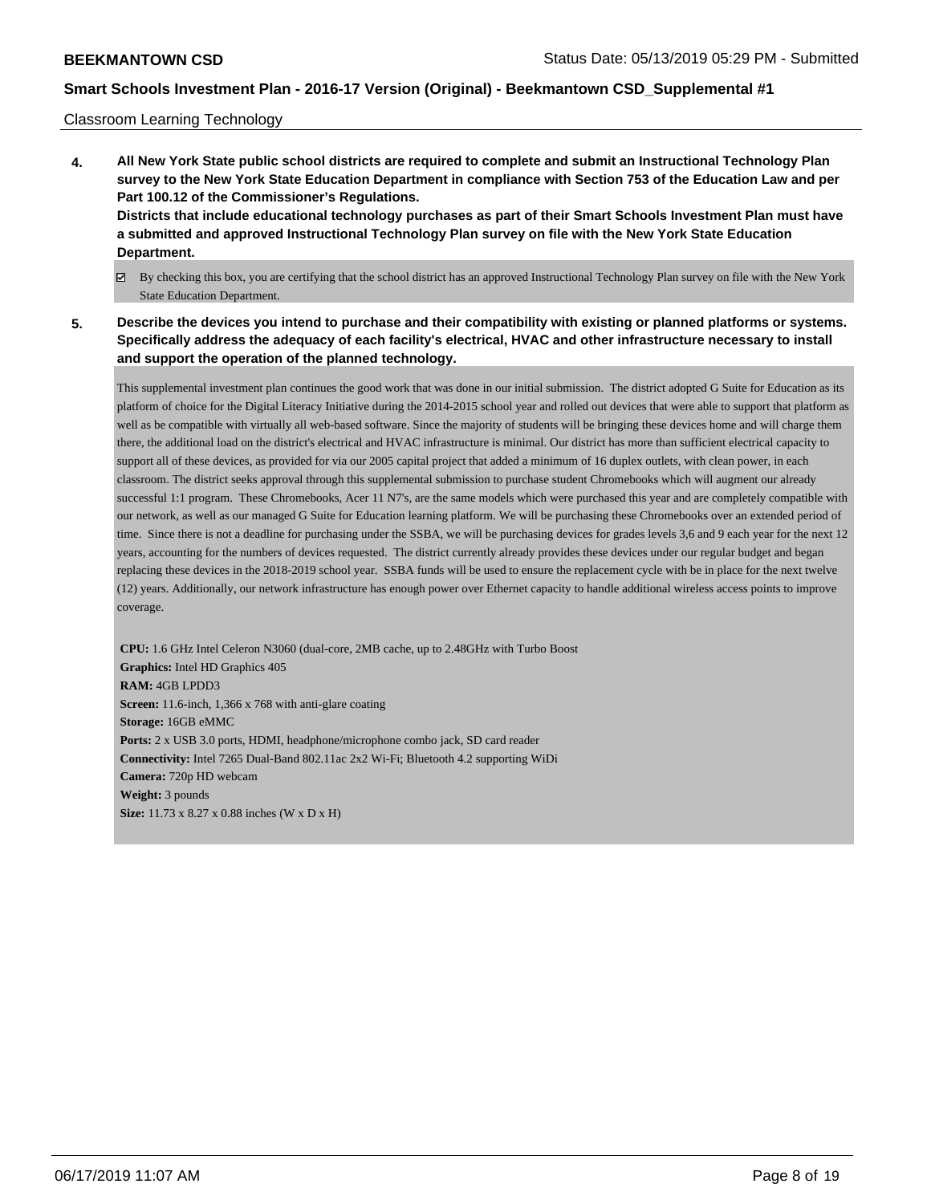Classroom Learning Technology

**4. All New York State public school districts are required to complete and submit an Instructional Technology Plan survey to the New York State Education Department in compliance with Section 753 of the Education Law and per Part 100.12 of the Commissioner's Regulations.**
**Districts that include educational technology purchases as part of their Smart Schools Investment Plan must have a submitted and approved Instructional Technology Plan survey on file with the New York State Education Department.**

☑ By checking this box, you are certifying that the school district has an approved Instructional Technology Plan survey on file with the New York State Education Department.

**5. Describe the devices you intend to purchase and their compatibility with existing or planned platforms or systems. Specifically address the adequacy of each facility's electrical, HVAC and other infrastructure necessary to install and support the operation of the planned technology.**

This supplemental investment plan continues the good work that was done in our initial submission. The district adopted G Suite for Education as its platform of choice for the Digital Literacy Initiative during the 2014-2015 school year and rolled out devices that were able to support that platform as well as be compatible with virtually all web-based software. Since the majority of students will be bringing these devices home and will charge them there, the additional load on the district's electrical and HVAC infrastructure is minimal. Our district has more than sufficient electrical capacity to support all of these devices, as provided for via our 2005 capital project that added a minimum of 16 duplex outlets, with clean power, in each classroom. The district seeks approval through this supplemental submission to purchase student Chromebooks which will augment our already successful 1:1 program. These Chromebooks, Acer 11 N7's, are the same models which were purchased this year and are completely compatible with our network, as well as our managed G Suite for Education learning platform. We will be purchasing these Chromebooks over an extended period of time. Since there is not a deadline for purchasing under the SSBA, we will be purchasing devices for grades levels 3,6 and 9 each year for the next 12 years, accounting for the numbers of devices requested. The district currently already provides these devices under our regular budget and began replacing these devices in the 2018-2019 school year. SSBA funds will be used to ensure the replacement cycle with be in place for the next twelve (12) years. Additionally, our network infrastructure has enough power over Ethernet capacity to handle additional wireless access points to improve coverage.

**CPU:** 1.6 GHz Intel Celeron N3060 (dual-core, 2MB cache, up to 2.48GHz with Turbo Boost
**Graphics:** Intel HD Graphics 405
**RAM:** 4GB LPDD3
**Screen:** 11.6-inch, 1,366 x 768 with anti-glare coating
**Storage:** 16GB eMMC
**Ports:** 2 x USB 3.0 ports, HDMI, headphone/microphone combo jack, SD card reader
**Connectivity:** Intel 7265 Dual-Band 802.11ac 2x2 Wi-Fi; Bluetooth 4.2 supporting WiDi
**Camera:** 720p HD webcam
**Weight:** 3 pounds
**Size:** 11.73 x 8.27 x 0.88 inches (W x D x H)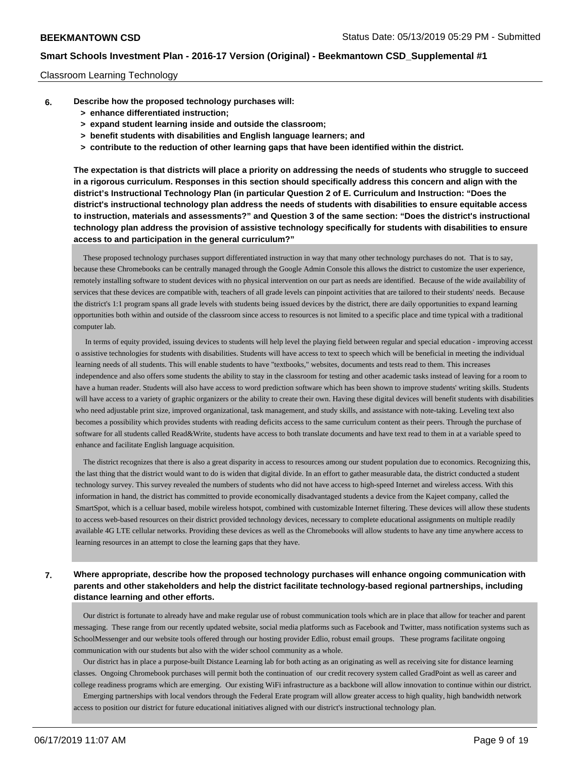Classroom Learning Technology

**6. Describe how the proposed technology purchases will:**
**> enhance differentiated instruction;**
**> expand student learning inside and outside the classroom;**
**> benefit students with disabilities and English language learners; and**
**> contribute to the reduction of other learning gaps that have been identified within the district.**

**The expectation is that districts will place a priority on addressing the needs of students who struggle to succeed in a rigorous curriculum. Responses in this section should specifically address this concern and align with the district's Instructional Technology Plan (in particular Question 2 of E. Curriculum and Instruction: "Does the district's instructional technology plan address the needs of students with disabilities to ensure equitable access to instruction, materials and assessments?" and Question 3 of the same section: "Does the district's instructional technology plan address the provision of assistive technology specifically for students with disabilities to ensure access to and participation in the general curriculum?"**

These proposed technology purchases support differentiated instruction in way that many other technology purchases do not. That is to say, because these Chromebooks can be centrally managed through the Google Admin Console this allows the district to customize the user experience, remotely installing software to student devices with no physical intervention on our part as needs are identified. Because of the wide availability of services that these devices are compatible with, teachers of all grade levels can pinpoint activities that are tailored to their students' needs. Because the district's 1:1 program spans all grade levels with students being issued devices by the district, there are daily opportunities to expand learning opportunities both within and outside of the classroom since access to resources is not limited to a specific place and time typical with a traditional computer lab.

In terms of equity provided, issuing devices to students will help level the playing field between regular and special education - improving accesst o assistive technologies for students with disabilities. Students will have access to text to speech which will be beneficial in meeting the individual learning needs of all students. This will enable students to have "textbooks," websites, documents and tests read to them. This increases independence and also offers some students the ability to stay in the classroom for testing and other academic tasks instead of leaving for a room to have a human reader. Students will also have access to word prediction software which has been shown to improve students' writing skills. Students will have access to a variety of graphic organizers or the ability to create their own. Having these digital devices will benefit students with disabilities who need adjustable print size, improved organizational, task management, and study skills, and assistance with note-taking. Leveling text also becomes a possibility which provides students with reading deficits access to the same curriculum content as their peers. Through the purchase of software for all students called Read&Write, students have access to both translate documents and have text read to them in at a variable speed to enhance and facilitate English language acquisition.

The district recognizes that there is also a great disparity in access to resources among our student population due to economics. Recognizing this, the last thing that the district would want to do is widen that digital divide. In an effort to gather measurable data, the district conducted a student technology survey. This survey revealed the numbers of students who did not have access to high-speed Internet and wireless access. With this information in hand, the district has committed to provide economically disadvantaged students a device from the Kajeet company, called the SmartSpot, which is a celluar based, mobile wireless hotspot, combined with customizable Internet filtering. These devices will allow these students to access web-based resources on their district provided technology devices, necessary to complete educational assignments on multiple readily available 4G LTE cellular networks. Providing these devices as well as the Chromebooks will allow students to have any time anywhere access to learning resources in an attempt to close the learning gaps that they have.

**7. Where appropriate, describe how the proposed technology purchases will enhance ongoing communication with parents and other stakeholders and help the district facilitate technology-based regional partnerships, including distance learning and other efforts.**

Our district is fortunate to already have and make regular use of robust communication tools which are in place that allow for teacher and parent messaging. These range from our recently updated website, social media platforms such as Facebook and Twitter, mass notification systems such as SchoolMessenger and our website tools offered through our hosting provider Edlio, robust email groups. These programs facilitate ongoing communication with our students but also with the wider school community as a whole.

Our district has in place a purpose-built Distance Learning lab for both acting as an originating as well as receiving site for distance learning classes. Ongoing Chromebook purchases will permit both the continuation of our credit recovery system called GradPoint as well as career and college readiness programs which are emerging. Our existing WiFi infrastructure as a backbone will allow innovation to continue within our district.

Emerging partnerships with local vendors through the Federal Erate program will allow greater access to high quality, high bandwidth network access to position our district for future educational initiatives aligned with our district's instructional technology plan.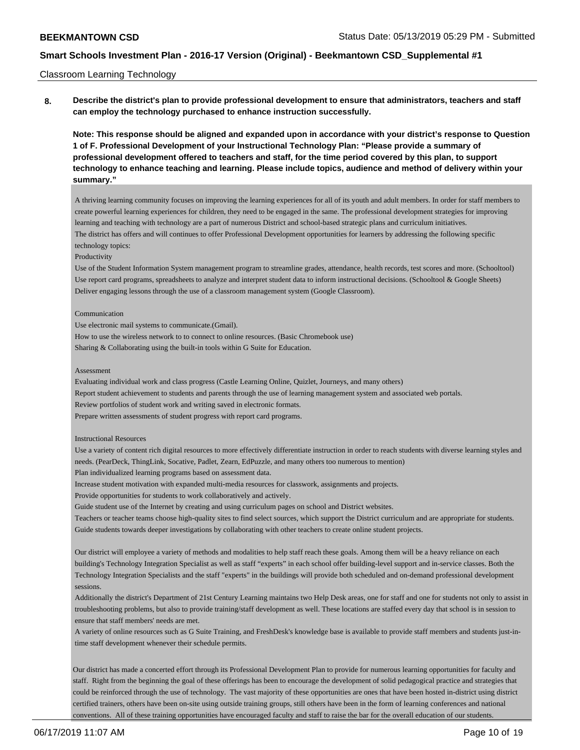Classroom Learning Technology

**8. Describe the district's plan to provide professional development to ensure that administrators, teachers and staff can employ the technology purchased to enhance instruction successfully.**

**Note: This response should be aligned and expanded upon in accordance with your district's response to Question 1 of F. Professional Development of your Instructional Technology Plan: "Please provide a summary of professional development offered to teachers and staff, for the time period covered by this plan, to support technology to enhance teaching and learning. Please include topics, audience and method of delivery within your summary."**

A thriving learning community focuses on improving the learning experiences for all of its youth and adult members. In order for staff members to create powerful learning experiences for children, they need to be engaged in the same. The professional development strategies for improving learning and teaching with technology are a part of numerous District and school-based strategic plans and curriculum initiatives.
The district has offers and will continues to offer Professional Development opportunities for learners by addressing the following specific technology topics:
Productivity
Use of the Student Information System management program to streamline grades, attendance, health records, test scores and more. (Schooltool)
Use report card programs, spreadsheets to analyze and interpret student data to inform instructional decisions. (Schooltool & Google Sheets)
Deliver engaging lessons through the use of a classroom management system (Google Classroom).

Communication
Use electronic mail systems to communicate.(Gmail).
How to use the wireless network to to connect to online resources. (Basic Chromebook use)
Sharing & Collaborating using the built-in tools within G Suite for Education.

Assessment
Evaluating individual work and class progress (Castle Learning Online, Quizlet, Journeys, and many others)
Report student achievement to students and parents through the use of learning management system and associated web portals.
Review portfolios of student work and writing saved in electronic formats.
Prepare written assessments of student progress with report card programs.

Instructional Resources
Use a variety of content rich digital resources to more effectively differentiate instruction in order to reach students with diverse learning styles and needs. (PearDeck, ThingLink, Socative, Padlet, Zearn, EdPuzzle, and many others too numerous to mention)
Plan individualized learning programs based on assessment data.
Increase student motivation with expanded multi-media resources for classwork, assignments and projects.
Provide opportunities for students to work collaboratively and actively.
Guide student use of the Internet by creating and using curriculum pages on school and District websites.
Teachers or teacher teams choose high-quality sites to find select sources, which support the District curriculum and are appropriate for students.
Guide students towards deeper investigations by collaborating with other teachers to create online student projects.

Our district will employee a variety of methods and modalities to help staff reach these goals. Among them will be a heavy reliance on each building's Technology Integration Specialist as well as staff "experts" in each school offer building-level support and in-service classes. Both the Technology Integration Specialists and the staff "experts" in the buildings will provide both scheduled and on-demand professional development sessions.
Additionally the district's Department of 21st Century Learning maintains two Help Desk areas, one for staff and one for students not only to assist in troubleshooting problems, but also to provide training/staff development as well. These locations are staffed every day that school is in session to ensure that staff members' needs are met.
A variety of online resources such as G Suite Training, and FreshDesk's knowledge base is available to provide staff members and students just-in-time staff development whenever their schedule permits.

Our district has made a concerted effort through its Professional Development Plan to provide for numerous learning opportunities for faculty and staff. Right from the beginning the goal of these offerings has been to encourage the development of solid pedagogical practice and strategies that could be reinforced through the use of technology. The vast majority of these opportunities are ones that have been hosted in-district using district certified trainers, others have been on-site using outside training groups, still others have been in the form of learning conferences and national conventions. All of these training opportunities have encouraged faculty and staff to raise the bar for the overall education of our students.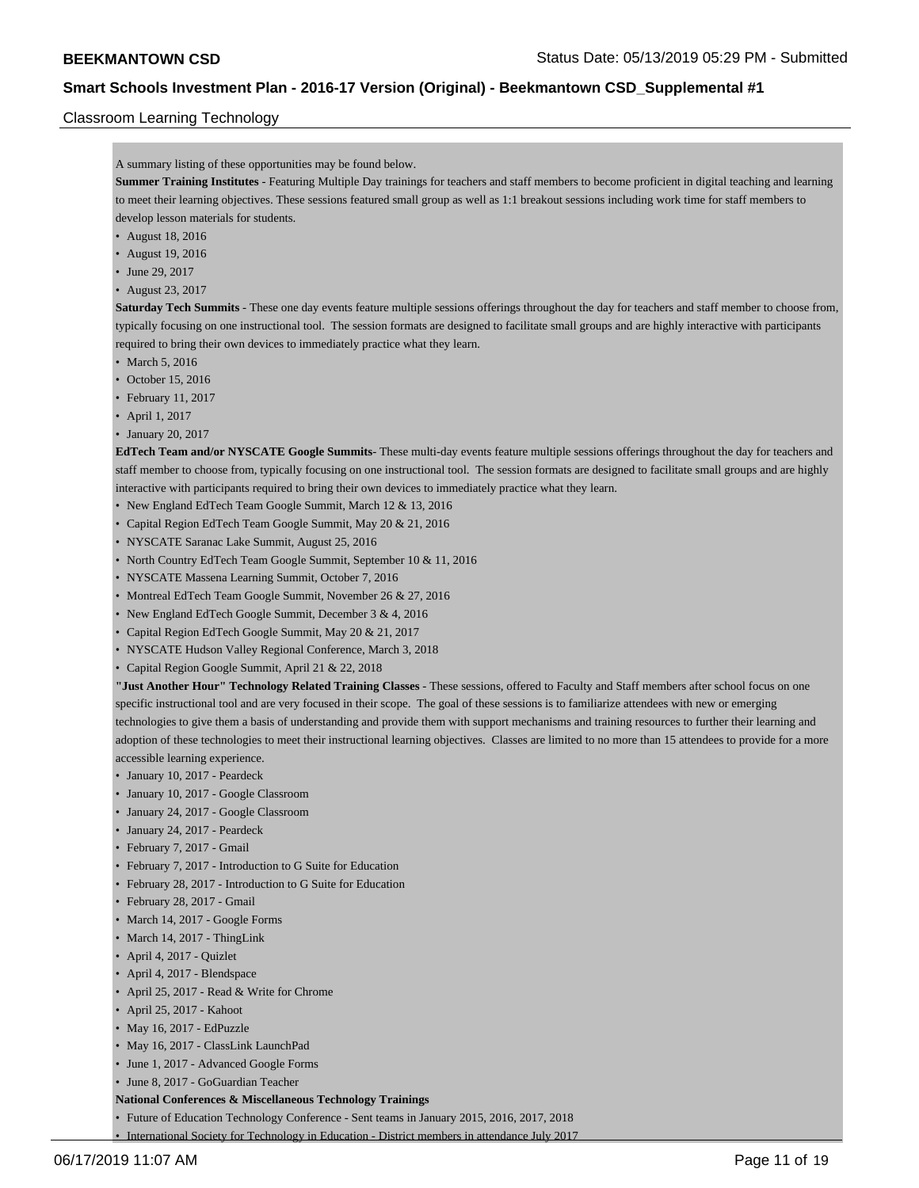Classroom Learning Technology

A summary listing of these opportunities may be found below.

**Summer Training Institutes** - Featuring Multiple Day trainings for teachers and staff members to become proficient in digital teaching and learning to meet their learning objectives. These sessions featured small group as well as 1:1 breakout sessions including work time for staff members to develop lesson materials for students.

- August 18, 2016
- August 19, 2016
- June 29, 2017
- August 23, 2017

**Saturday Tech Summits** - These one day events feature multiple sessions offerings throughout the day for teachers and staff member to choose from, typically focusing on one instructional tool. The session formats are designed to facilitate small groups and are highly interactive with participants required to bring their own devices to immediately practice what they learn.

- March 5, 2016
- October 15, 2016
- February 11, 2017
- April 1, 2017
- January 20, 2017

**EdTech Team and/or NYSCATE Google Summits**- These multi-day events feature multiple sessions offerings throughout the day for teachers and staff member to choose from, typically focusing on one instructional tool. The session formats are designed to facilitate small groups and are highly interactive with participants required to bring their own devices to immediately practice what they learn.

- New England EdTech Team Google Summit, March 12 & 13, 2016
- Capital Region EdTech Team Google Summit, May 20 & 21, 2016
- NYSCATE Saranac Lake Summit, August 25, 2016
- North Country EdTech Team Google Summit, September 10 & 11, 2016
- NYSCATE Massena Learning Summit, October 7, 2016
- Montreal EdTech Team Google Summit, November 26 & 27, 2016
- New England EdTech Google Summit, December 3 & 4, 2016
- Capital Region EdTech Google Summit, May 20 & 21, 2017
- NYSCATE Hudson Valley Regional Conference, March 3, 2018
- Capital Region Google Summit, April 21 & 22, 2018

**"Just Another Hour" Technology Related Training Classes** - These sessions, offered to Faculty and Staff members after school focus on one specific instructional tool and are very focused in their scope. The goal of these sessions is to familiarize attendees with new or emerging technologies to give them a basis of understanding and provide them with support mechanisms and training resources to further their learning and adoption of these technologies to meet their instructional learning objectives. Classes are limited to no more than 15 attendees to provide for a more accessible learning experience.

- January 10, 2017 - Peardeck
- January 10, 2017 - Google Classroom
- January 24, 2017 - Google Classroom
- January 24, 2017 - Peardeck
- February 7, 2017 - Gmail
- February 7, 2017 - Introduction to G Suite for Education
- February 28, 2017 - Introduction to G Suite for Education
- February 28, 2017 - Gmail
- March 14, 2017 - Google Forms
- March 14, 2017 - ThingLink
- April 4, 2017 - Quizlet
- April 4, 2017 - Blendspace
- April 25, 2017 - Read & Write for Chrome
- April 25, 2017 - Kahoot
- May 16, 2017 - EdPuzzle
- May 16, 2017 - ClassLink LaunchPad
- June 1, 2017 - Advanced Google Forms
- June 8, 2017 - GoGuardian Teacher

**National Conferences & Miscellaneous Technology Trainings**

- Future of Education Technology Conference - Sent teams in January 2015, 2016, 2017, 2018
- International Society for Technology in Education - District members in attendance July 2017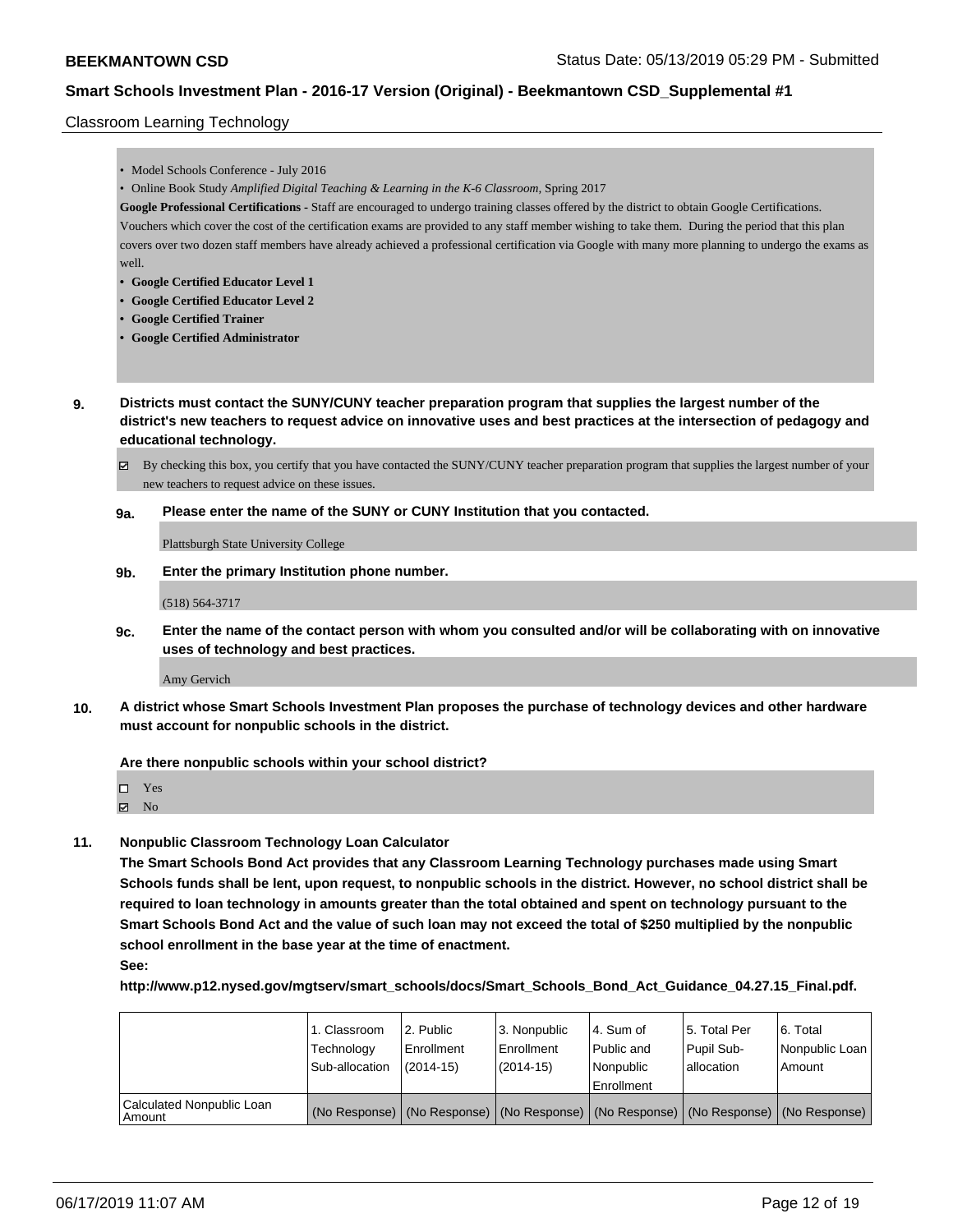Classroom Learning Technology

- Model Schools Conference - July 2016
- Online Book Study *Amplified Digital Teaching & Learning in the K-6 Classroom*, Spring 2017

**Google Professional Certifications -** Staff are encouraged to undergo training classes offered by the district to obtain Google Certifications. Vouchers which cover the cost of the certification exams are provided to any staff member wishing to take them. During the period that this plan covers over two dozen staff members have already achieved a professional certification via Google with many more planning to undergo the exams as well.

- **Google Certified Educator Level 1**
- **Google Certified Educator Level 2**
- **Google Certified Trainer**
- **Google Certified Administrator**

**9. Districts must contact the SUNY/CUNY teacher preparation program that supplies the largest number of the district's new teachers to request advice on innovative uses and best practices at the intersection of pedagogy and educational technology.**

☑ By checking this box, you certify that you have contacted the SUNY/CUNY teacher preparation program that supplies the largest number of your new teachers to request advice on these issues.

**9a. Please enter the name of the SUNY or CUNY Institution that you contacted.**

Plattsburgh State University College

**9b. Enter the primary Institution phone number.**

(518) 564-3717

**9c. Enter the name of the contact person with whom you consulted and/or will be collaborating with on innovative uses of technology and best practices.**

Amy Gervich

**10. A district whose Smart Schools Investment Plan proposes the purchase of technology devices and other hardware must account for nonpublic schools in the district.**

**Are there nonpublic schools within your school district?**

☐ Yes
☑ No

**11. Nonpublic Classroom Technology Loan Calculator**

**The Smart Schools Bond Act provides that any Classroom Learning Technology purchases made using Smart Schools funds shall be lent, upon request, to nonpublic schools in the district. However, no school district shall be required to loan technology in amounts greater than the total obtained and spent on technology pursuant to the Smart Schools Bond Act and the value of such loan may not exceed the total of $250 multiplied by the nonpublic school enrollment in the base year at the time of enactment.**

**See:**

**http://www.p12.nysed.gov/mgtserv/smart_schools/docs/Smart_Schools_Bond_Act_Guidance_04.27.15_Final.pdf.**

| | 1. Classroom Technology Sub-allocation | 2. Public Enrollment (2014-15) | 3. Nonpublic Enrollment (2014-15) | 4. Sum of Public and Nonpublic Enrollment | 5. Total Per Pupil Sub-allocation | 6. Total Nonpublic Loan Amount |
|---|---|---|---|---|---|---|
| Calculated Nonpublic Loan Amount | (No Response) | (No Response) | (No Response) | (No Response) | (No Response) | (No Response) |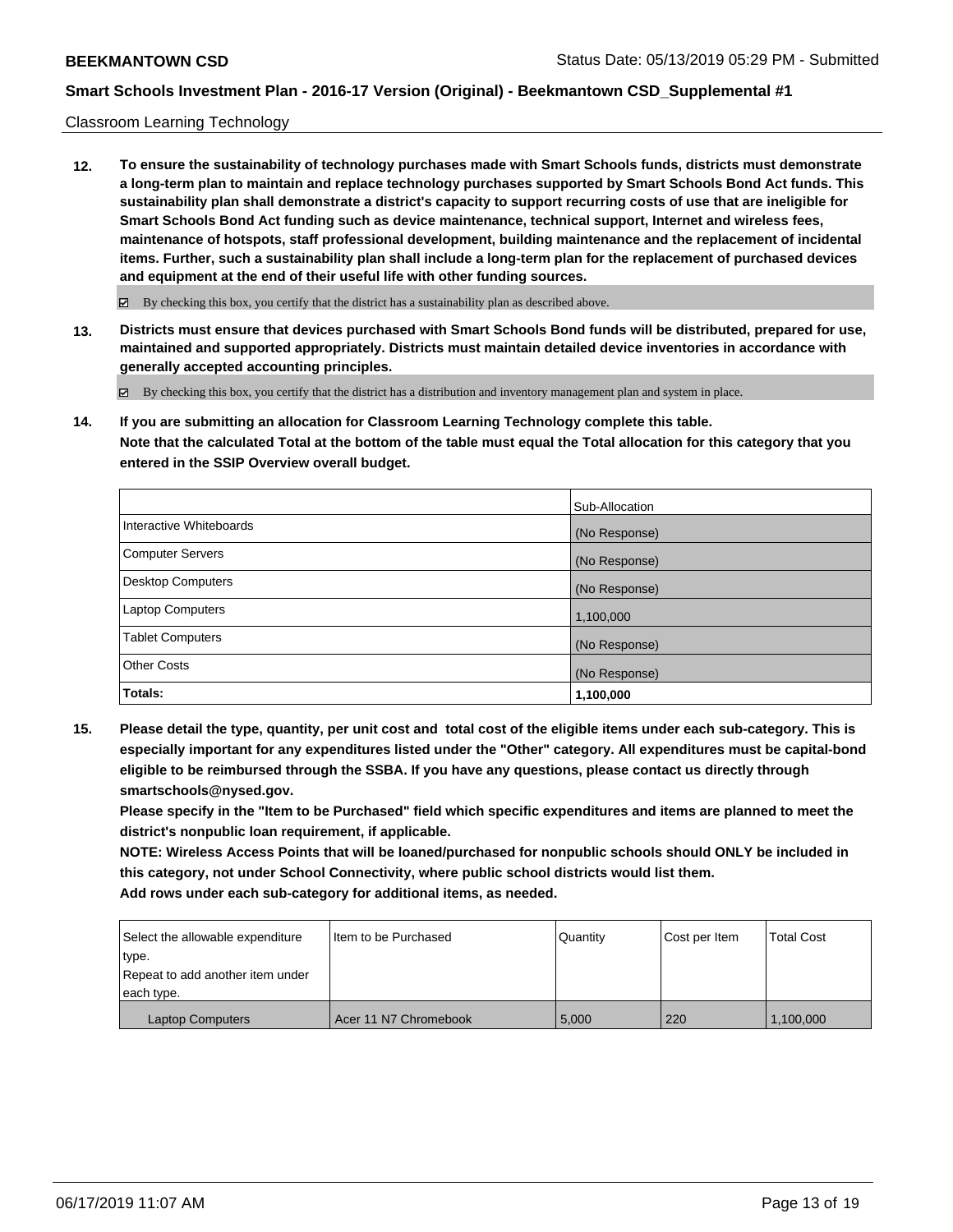Classroom Learning Technology

**12. To ensure the sustainability of technology purchases made with Smart Schools funds, districts must demonstrate a long-term plan to maintain and replace technology purchases supported by Smart Schools Bond Act funds. This sustainability plan shall demonstrate a district's capacity to support recurring costs of use that are ineligible for Smart Schools Bond Act funding such as device maintenance, technical support, Internet and wireless fees, maintenance of hotspots, staff professional development, building maintenance and the replacement of incidental items. Further, such a sustainability plan shall include a long-term plan for the replacement of purchased devices and equipment at the end of their useful life with other funding sources.**

☑ By checking this box, you certify that the district has a sustainability plan as described above.

**13. Districts must ensure that devices purchased with Smart Schools Bond funds will be distributed, prepared for use, maintained and supported appropriately. Districts must maintain detailed device inventories in accordance with generally accepted accounting principles.**

☑ By checking this box, you certify that the district has a distribution and inventory management plan and system in place.

**14. If you are submitting an allocation for Classroom Learning Technology complete this table.**
**Note that the calculated Total at the bottom of the table must equal the Total allocation for this category that you entered in the SSIP Overview overall budget.**

| | Sub-Allocation |
|---|---|
| Interactive Whiteboards | (No Response) |
| Computer Servers | (No Response) |
| Desktop Computers | (No Response) |
| Laptop Computers | 1,100,000 |
| Tablet Computers | (No Response) |
| Other Costs | (No Response) |
| **Totals:** | **1,100,000** |

**15. Please detail the type, quantity, per unit cost and total cost of the eligible items under each sub-category. This is especially important for any expenditures listed under the "Other" category. All expenditures must be capital-bond eligible to be reimbursed through the SSBA. If you have any questions, please contact us directly through smartschools@nysed.gov.**
**Please specify in the "Item to be Purchased" field which specific expenditures and items are planned to meet the district's nonpublic loan requirement, if applicable.**
**NOTE: Wireless Access Points that will be loaned/purchased for nonpublic schools should ONLY be included in this category, not under School Connectivity, where public school districts would list them.**
**Add rows under each sub-category for additional items, as needed.**

| Select the allowable expenditure type. Repeat to add another item under each type. | Item to be Purchased | Quantity | Cost per Item | Total Cost |
|---|---|---|---|---|
| Laptop Computers | Acer 11 N7 Chromebook | 5,000 | 220 | 1,100,000 |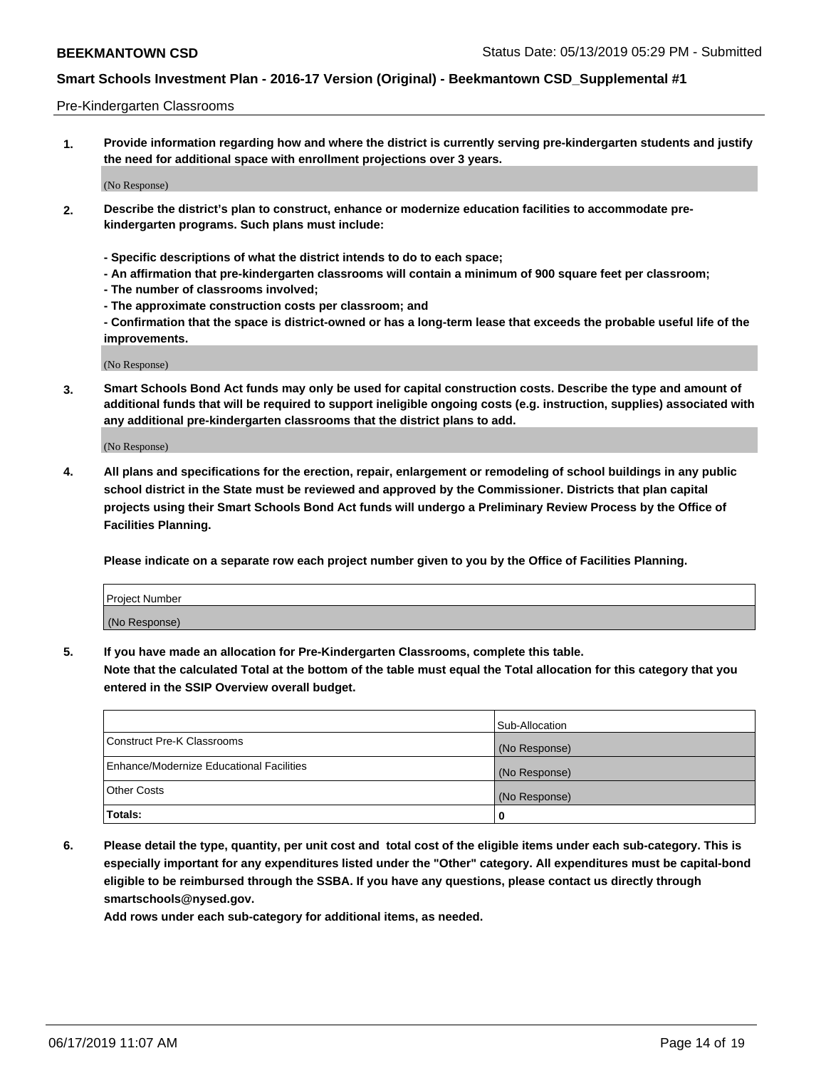Pre-Kindergarten Classrooms

**1. Provide information regarding how and where the district is currently serving pre-kindergarten students and justify the need for additional space with enrollment projections over 3 years.**

(No Response)

**2. Describe the district's plan to construct, enhance or modernize education facilities to accommodate pre-kindergarten programs. Such plans must include:**

**- Specific descriptions of what the district intends to do to each space;**
**- An affirmation that pre-kindergarten classrooms will contain a minimum of 900 square feet per classroom;**
**- The number of classrooms involved;**
**- The approximate construction costs per classroom; and**
**- Confirmation that the space is district-owned or has a long-term lease that exceeds the probable useful life of the improvements.**

(No Response)

**3. Smart Schools Bond Act funds may only be used for capital construction costs. Describe the type and amount of additional funds that will be required to support ineligible ongoing costs (e.g. instruction, supplies) associated with any additional pre-kindergarten classrooms that the district plans to add.**

(No Response)

**4. All plans and specifications for the erection, repair, enlargement or remodeling of school buildings in any public school district in the State must be reviewed and approved by the Commissioner. Districts that plan capital projects using their Smart Schools Bond Act funds will undergo a Preliminary Review Process by the Office of Facilities Planning.**

**Please indicate on a separate row each project number given to you by the Office of Facilities Planning.**

| Project Number |
|---|
| (No Response) |

**5. If you have made an allocation for Pre-Kindergarten Classrooms, complete this table.**
**Note that the calculated Total at the bottom of the table must equal the Total allocation for this category that you entered in the SSIP Overview overall budget.**

| | Sub-Allocation |
|---|---|
| Construct Pre-K Classrooms | (No Response) |
| Enhance/Modernize Educational Facilities | (No Response) |
| Other Costs | (No Response) |
| **Totals:** | **0** |

**6. Please detail the type, quantity, per unit cost and total cost of the eligible items under each sub-category. This is especially important for any expenditures listed under the "Other" category. All expenditures must be capital-bond eligible to be reimbursed through the SSBA. If you have any questions, please contact us directly through smartschools@nysed.gov.**
**Add rows under each sub-category for additional items, as needed.**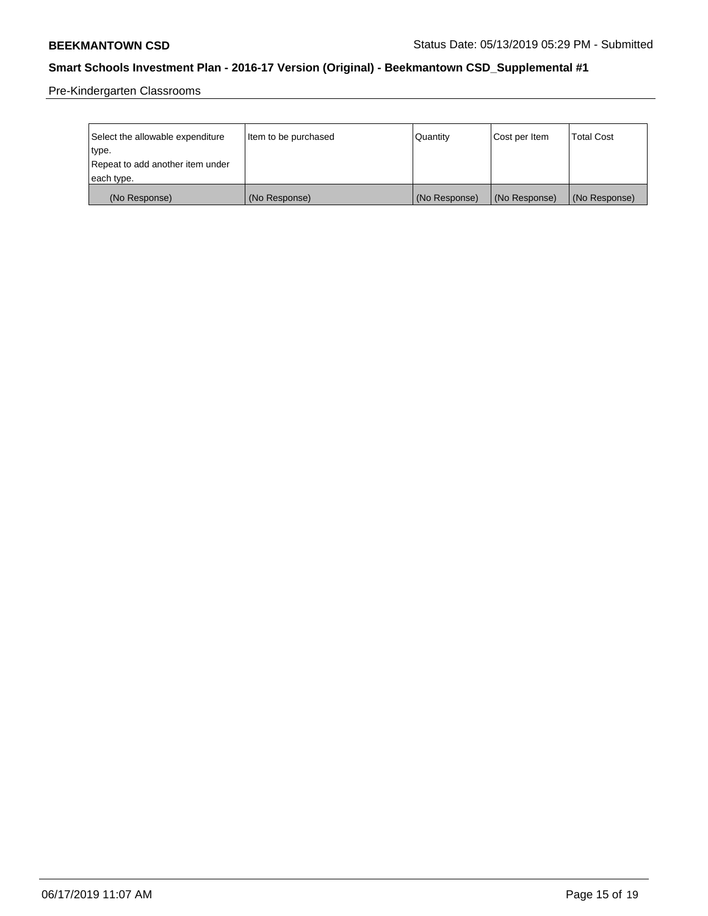Pre-Kindergarten Classrooms

| Select the allowable expenditure type. Repeat to add another item under each type. | Item to be purchased | Quantity | Cost per Item | Total Cost |
|---|---|---|---|---|
| (No Response) | (No Response) | (No Response) | (No Response) | (No Response) |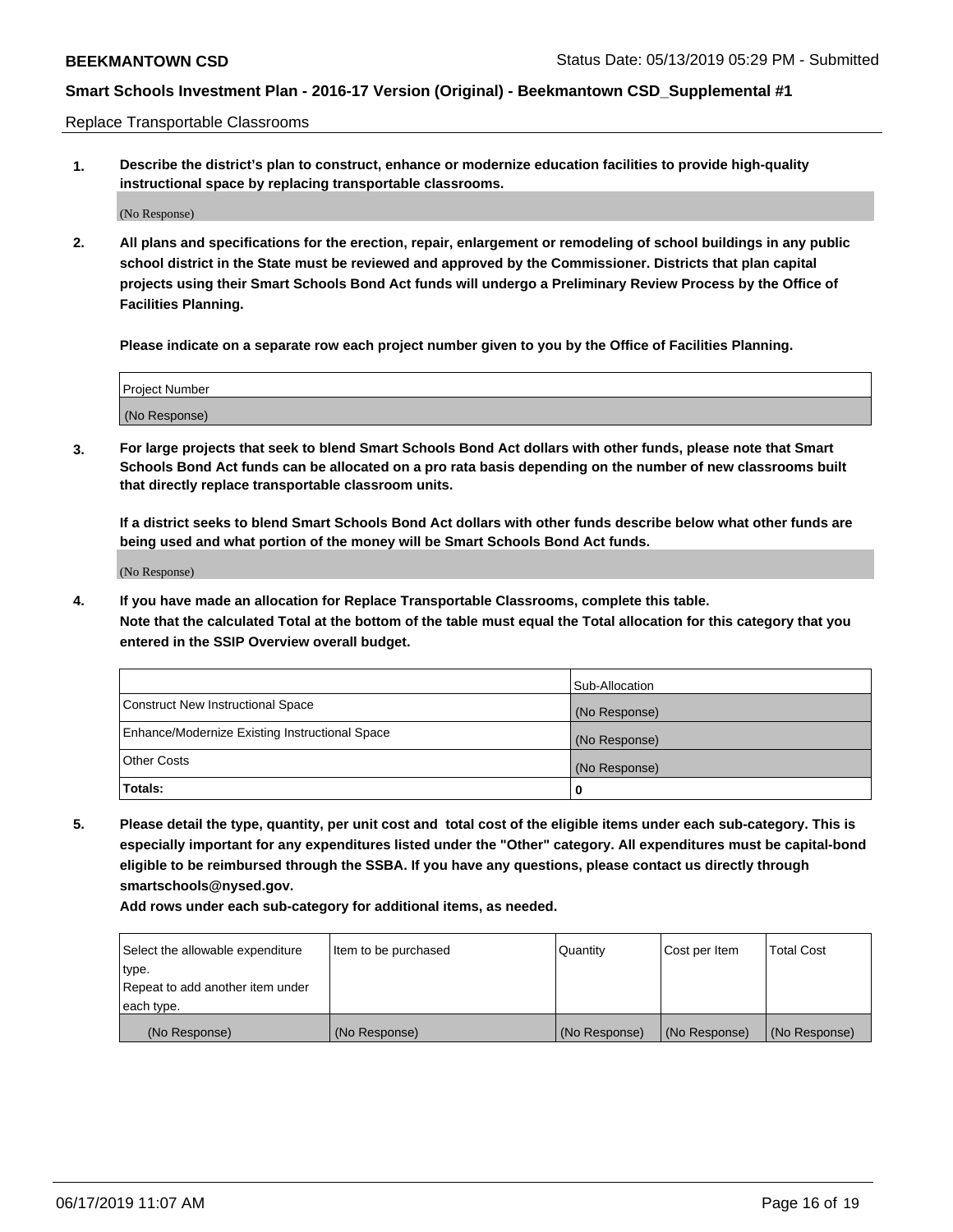Replace Transportable Classrooms

1. **Describe the district's plan to construct, enhance or modernize education facilities to provide high-quality instructional space by replacing transportable classrooms.**

   (No Response)

2. **All plans and specifications for the erection, repair, enlargement or remodeling of school buildings in any public school district in the State must be reviewed and approved by the Commissioner. Districts that plan capital projects using their Smart Schools Bond Act funds will undergo a Preliminary Review Process by the Office of Facilities Planning.**

   **Please indicate on a separate row each project number given to you by the Office of Facilities Planning.**

| Project Number |
| --- |
| (No Response) |

3. **For large projects that seek to blend Smart Schools Bond Act dollars with other funds, please note that Smart Schools Bond Act funds can be allocated on a pro rata basis depending on the number of new classrooms built that directly replace transportable classroom units.**

   **If a district seeks to blend Smart Schools Bond Act dollars with other funds describe below what other funds are being used and what portion of the money will be Smart Schools Bond Act funds.**

   (No Response)

4. **If you have made an allocation for Replace Transportable Classrooms, complete this table. Note that the calculated Total at the bottom of the table must equal the Total allocation for this category that you entered in the SSIP Overview overall budget.**

| | Sub-Allocation |
| --- | --- |
| Construct New Instructional Space | (No Response) |
| Enhance/Modernize Existing Instructional Space | (No Response) |
| Other Costs | (No Response) |
| **Totals:** | **0** |

5. **Please detail the type, quantity, per unit cost and total cost of the eligible items under each sub-category. This is especially important for any expenditures listed under the "Other" category. All expenditures must be capital-bond eligible to be reimbursed through the SSBA. If you have any questions, please contact us directly through smartschools@nysed.gov.**

   **Add rows under each sub-category for additional items, as needed.**

| Select the allowable expenditure type. Repeat to add another item under each type. | Item to be purchased | Quantity | Cost per Item | Total Cost |
| --- | --- | --- | --- | --- |
| (No Response) | (No Response) | (No Response) | (No Response) | (No Response) |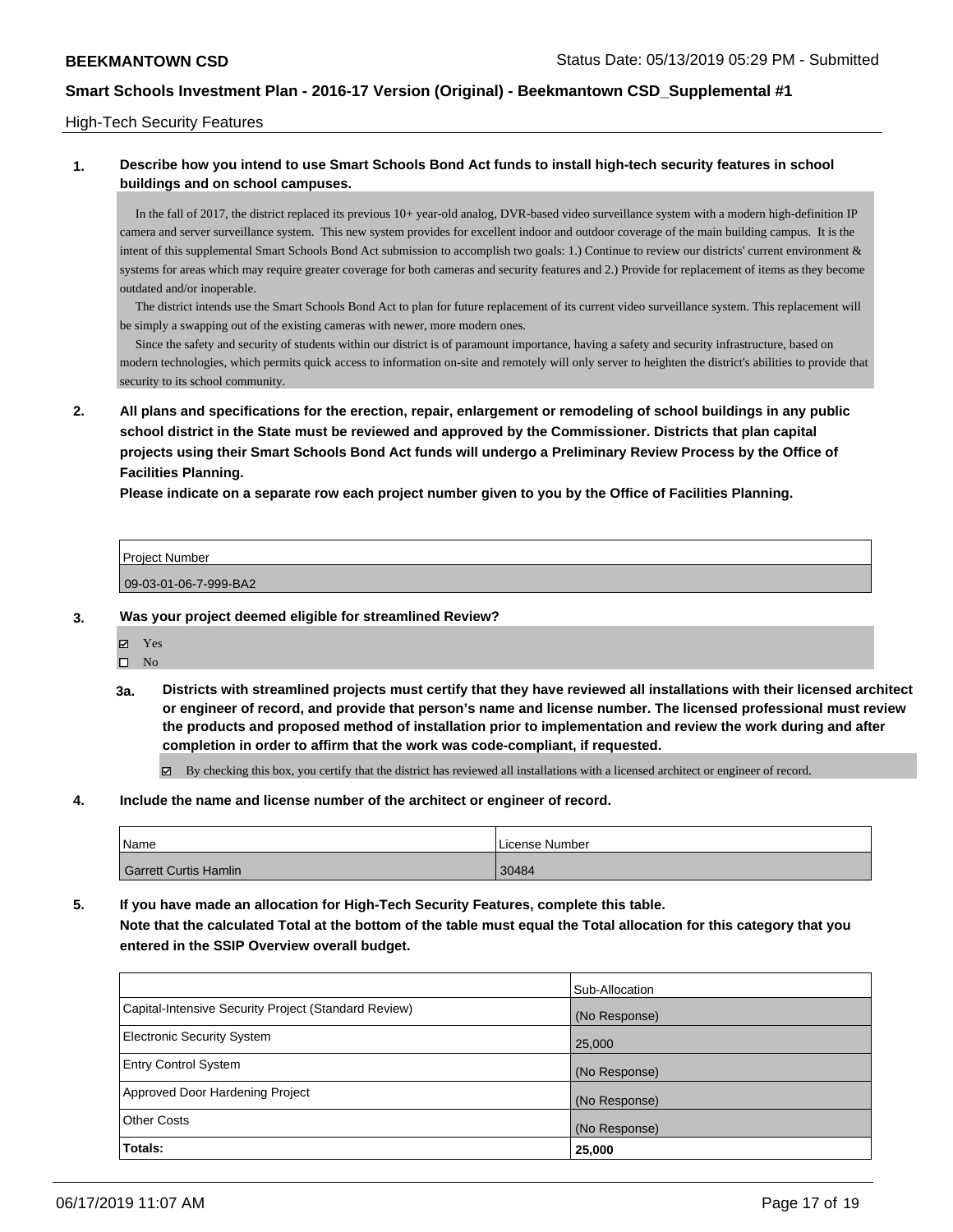High-Tech Security Features

**1. Describe how you intend to use Smart Schools Bond Act funds to install high-tech security features in school buildings and on school campuses.**

In the fall of 2017, the district replaced its previous 10+ year-old analog, DVR-based video surveillance system with a modern high-definition IP camera and server surveillance system. This new system provides for excellent indoor and outdoor coverage of the main building campus. It is the intent of this supplemental Smart Schools Bond Act submission to accomplish two goals: 1.) Continue to review our districts' current environment & systems for areas which may require greater coverage for both cameras and security features and 2.) Provide for replacement of items as they become outdated and/or inoperable.

The district intends use the Smart Schools Bond Act to plan for future replacement of its current video surveillance system. This replacement will be simply a swapping out of the existing cameras with newer, more modern ones.

Since the safety and security of students within our district is of paramount importance, having a safety and security infrastructure, based on modern technologies, which permits quick access to information on-site and remotely will only server to heighten the district's abilities to provide that security to its school community.

**2. All plans and specifications for the erection, repair, enlargement or remodeling of school buildings in any public school district in the State must be reviewed and approved by the Commissioner. Districts that plan capital projects using their Smart Schools Bond Act funds will undergo a Preliminary Review Process by the Office of Facilities Planning.**

**Please indicate on a separate row each project number given to you by the Office of Facilities Planning.**

| Project Number |
|---|
| 09-03-01-06-7-999-BA2 |

**3. Was your project deemed eligible for streamlined Review?**

- ☑ Yes
- ☐ No

**3a. Districts with streamlined projects must certify that they have reviewed all installations with their licensed architect or engineer of record, and provide that person's name and license number. The licensed professional must review the products and proposed method of installation prior to implementation and review the work during and after completion in order to affirm that the work was code-compliant, if requested.**

☑ By checking this box, you certify that the district has reviewed all installations with a licensed architect or engineer of record.

**4. Include the name and license number of the architect or engineer of record.**

| Name | License Number |
|---|---|
| Garrett Curtis Hamlin | 30484 |

**5. If you have made an allocation for High-Tech Security Features, complete this table.**
**Note that the calculated Total at the bottom of the table must equal the Total allocation for this category that you entered in the SSIP Overview overall budget.**

| | Sub-Allocation |
|---|---|
| Capital-Intensive Security Project (Standard Review) | (No Response) |
| Electronic Security System | 25,000 |
| Entry Control System | (No Response) |
| Approved Door Hardening Project | (No Response) |
| Other Costs | (No Response) |
| **Totals:** | **25,000** |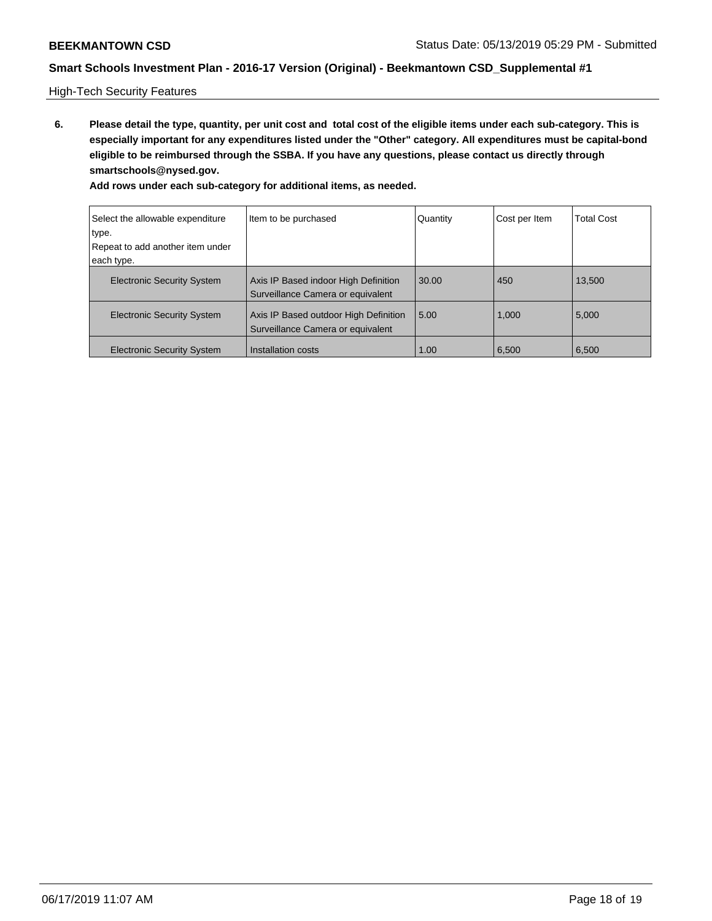High-Tech Security Features

**6. Please detail the type, quantity, per unit cost and total cost of the eligible items under each sub-category. This is especially important for any expenditures listed under the "Other" category. All expenditures must be capital-bond eligible to be reimbursed through the SSBA. If you have any questions, please contact us directly through smartschools@nysed.gov.**

**Add rows under each sub-category for additional items, as needed.**

| Select the allowable expenditure type. Repeat to add another item under each type. | Item to be purchased | Quantity | Cost per Item | Total Cost |
|---|---|---|---|---|
| Electronic Security System | Axis IP Based indoor High Definition Surveillance Camera or equivalent | 30.00 | 450 | 13,500 |
| Electronic Security System | Axis IP Based outdoor High Definition Surveillance Camera or equivalent | 5.00 | 1,000 | 5,000 |
| Electronic Security System | Installation costs | 1.00 | 6,500 | 6,500 |